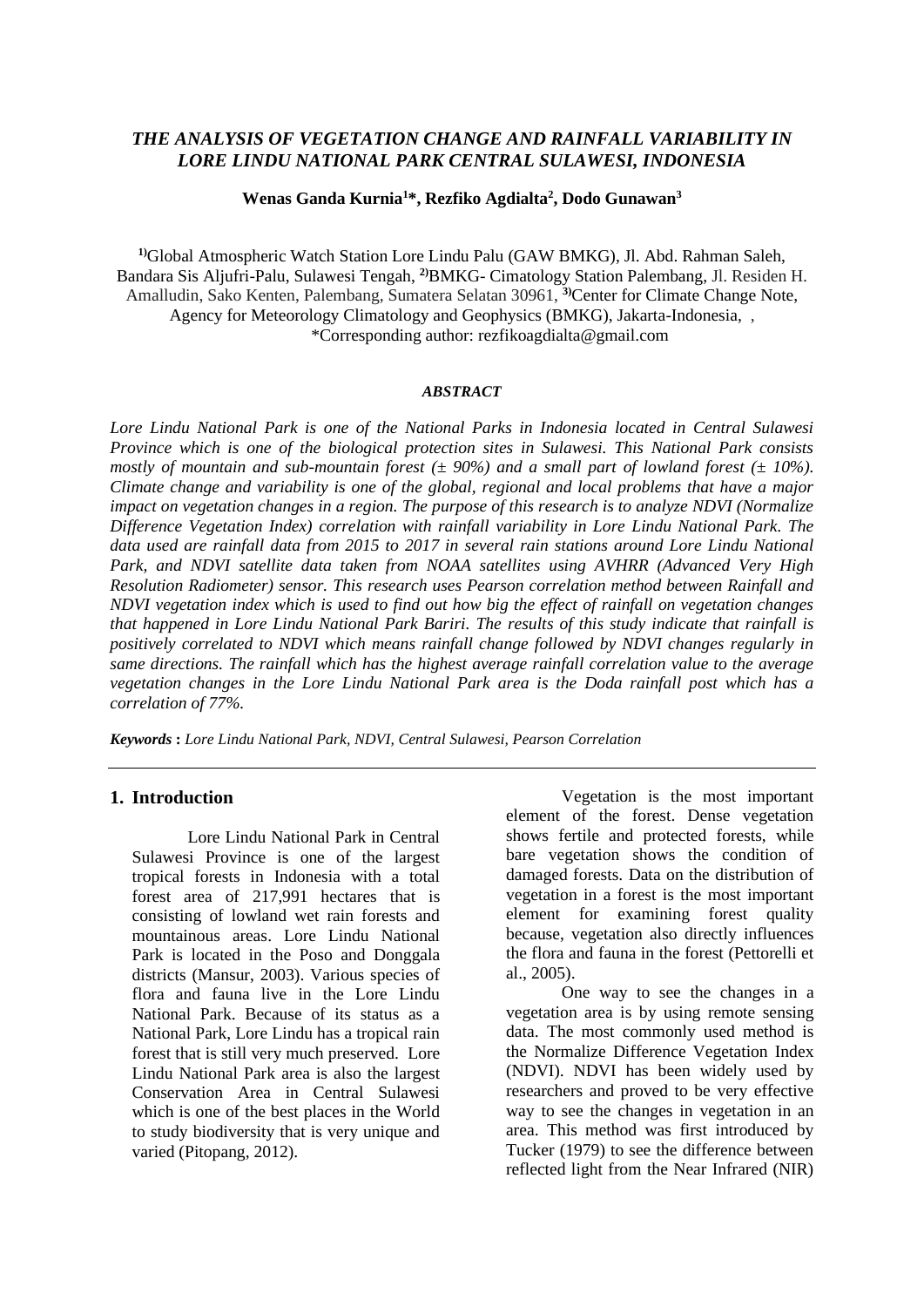# THE ANALYSIS OF VEGETATION CHANGE AND RAINFALL VARIABILITY IN LORE LINDU NATIONAL PARK CENTRAL SULAWESI, INDONESIA

**Wenas Ganda Kurnia[1]*, Rezfiko Agdialta[2], Dodo Gunawan[3]**

[1)]Global Atmospheric Watch Station Lore Lindu Palu (GAW BMKG), Jl. Abd. Rahman Saleh, Bandara Sis Aljufri-Palu, Sulawesi Tengah, [2)]BMKG- Cimatology Station Palembang, Jl. Residen H. Amalludin, Sako Kenten, Palembang, Sumatera Selatan 30961, [3)]Center for Climate Change Note, Agency for Meteorology Climatology and Geophysics (BMKG), Jakarta-Indonesia, ,
*Corresponding author: rezfikoagdialta@gmail.com

### *ABSTRACT*

*Lore Lindu National Park is one of the National Parks in Indonesia located in Central Sulawesi Province which is one of the biological protection sites in Sulawesi. This National Park consists mostly of mountain and sub-mountain forest (± 90%) and a small part of lowland forest (± 10%). Climate change and variability is one of the global, regional and local problems that have a major impact on vegetation changes in a region. The purpose of this research is to analyze NDVI (Normalize Difference Vegetation Index) correlation with rainfall variability in Lore Lindu National Park. The data used are rainfall data from 2015 to 2017 in several rain stations around Lore Lindu National Park, and NDVI satellite data taken from NOAA satellites using AVHRR (Advanced Very High Resolution Radiometer) sensor. This research uses Pearson correlation method between Rainfall and NDVI vegetation index which is used to find out how big the effect of rainfall on vegetation changes that happened in Lore Lindu National Park Bariri. The results of this study indicate that rainfall is positively correlated to NDVI which means rainfall change followed by NDVI changes regularly in same directions. The rainfall which has the highest average rainfall correlation value to the average vegetation changes in the Lore Lindu National Park area is the Doda rainfall post which has a correlation of 77%.*

***Keywords*** **:** *Lore Lindu National Park, NDVI, Central Sulawesi, Pearson Correlation*

## 1. Introduction

Lore Lindu National Park in Central Sulawesi Province is one of the largest tropical forests in Indonesia with a total forest area of 217,991 hectares that is consisting of lowland wet rain forests and mountainous areas. Lore Lindu National Park is located in the Poso and Donggala districts (Mansur, 2003). Various species of flora and fauna live in the Lore Lindu National Park. Because of its status as a National Park, Lore Lindu has a tropical rain forest that is still very much preserved. Lore Lindu National Park area is also the largest Conservation Area in Central Sulawesi which is one of the best places in the World to study biodiversity that is very unique and varied (Pitopang, 2012).

Vegetation is the most important element of the forest. Dense vegetation shows fertile and protected forests, while bare vegetation shows the condition of damaged forests. Data on the distribution of vegetation in a forest is the most important element for examining forest quality because, vegetation also directly influences the flora and fauna in the forest (Pettorelli et al., 2005).

One way to see the changes in a vegetation area is by using remote sensing data. The most commonly used method is the Normalize Difference Vegetation Index (NDVI). NDVI has been widely used by researchers and proved to be very effective way to see the changes in vegetation in an area. This method was first introduced by Tucker (1979) to see the difference between reflected light from the Near Infrared (NIR)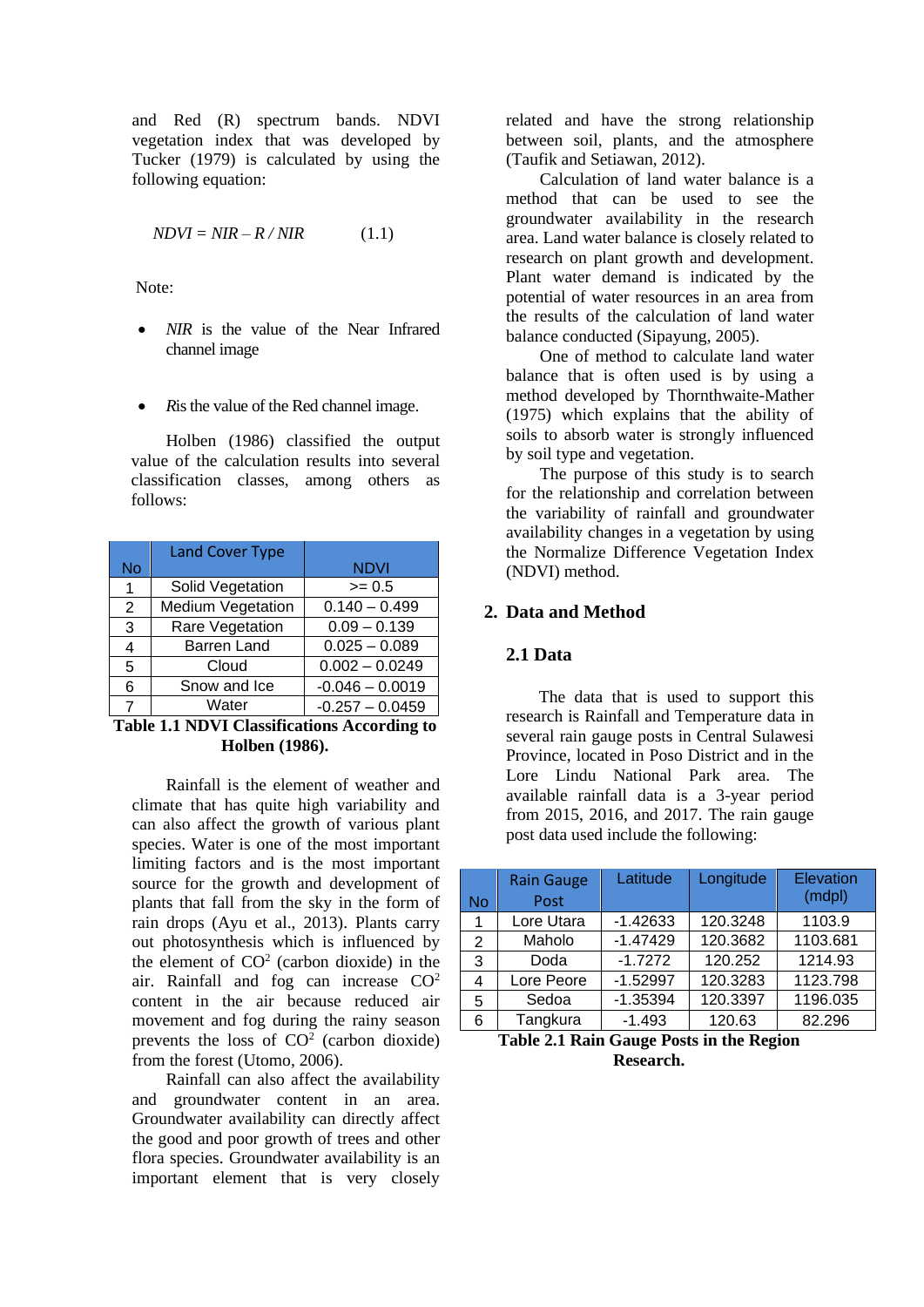and Red (R) spectrum bands. NDVI vegetation index that was developed by Tucker (1979) is calculated by using the following equation:

$$NDVI = NIR - R / NIR \qquad (1.1)$$

Note:

- *NIR* is the value of the Near Infrared channel image
- *R* is the value of the Red channel image.

Holben (1986) classified the output value of the calculation results into several classification classes, among others as follows:

| No | Land Cover Type | NDVI |
|---|---|---|
| 1 | Solid Vegetation | >= 0.5 |
| 2 | Medium Vegetation | 0.140 – 0.499 |
| 3 | Rare Vegetation | 0.09 – 0.139 |
| 4 | Barren Land | 0.025 – 0.089 |
| 5 | Cloud | 0.002 – 0.0249 |
| 6 | Snow and Ice | -0.046 – 0.0019 |
| 7 | Water | -0.257 – 0.0459 |

**Table 1.1 NDVI Classifications According to Holben (1986).**

Rainfall is the element of weather and climate that has quite high variability and can also affect the growth of various plant species. Water is one of the most important limiting factors and is the most important source for the growth and development of plants that fall from the sky in the form of rain drops (Ayu et al., 2013). Plants carry out photosynthesis which is influenced by the element of $CO^2$ (carbon dioxide) in the air. Rainfall and fog can increase $CO^2$ content in the air because reduced air movement and fog during the rainy season prevents the loss of $CO^2$ (carbon dioxide) from the forest (Utomo, 2006).

Rainfall can also affect the availability and groundwater content in an area. Groundwater availability can directly affect the good and poor growth of trees and other flora species. Groundwater availability is an important element that is very closely related and have the strong relationship between soil, plants, and the atmosphere (Taufik and Setiawan, 2012).

Calculation of land water balance is a method that can be used to see the groundwater availability in the research area. Land water balance is closely related to research on plant growth and development. Plant water demand is indicated by the potential of water resources in an area from the results of the calculation of land water balance conducted (Sipayung, 2005).

One of method to calculate land water balance that is often used is by using a method developed by Thornthwaite-Mather (1975) which explains that the ability of soils to absorb water is strongly influenced by soil type and vegetation.

The purpose of this study is to search for the relationship and correlation between the variability of rainfall and groundwater availability changes in a vegetation by using the Normalize Difference Vegetation Index (NDVI) method.

## 2. Data and Method

### 2.1 Data

The data that is used to support this research is Rainfall and Temperature data in several rain gauge posts in Central Sulawesi Province, located in Poso District and in the Lore Lindu National Park area. The available rainfall data is a 3-year period from 2015, 2016, and 2017. The rain gauge post data used include the following:

| No | Rain Gauge Post | Latitude | Longitude | Elevation (mdpl) |
|---|---|---|---|---|
| 1 | Lore Utara | -1.42633 | 120.3248 | 1103.9 |
| 2 | Maholo | -1.47429 | 120.3682 | 1103.681 |
| 3 | Doda | -1.7272 | 120.252 | 1214.93 |
| 4 | Lore Peore | -1.52997 | 120.3283 | 1123.798 |
| 5 | Sedoa | -1.35394 | 120.3397 | 1196.035 |
| 6 | Tangkura | -1.493 | 120.63 | 82.296 |

**Table 2.1 Rain Gauge Posts in the Region Research.**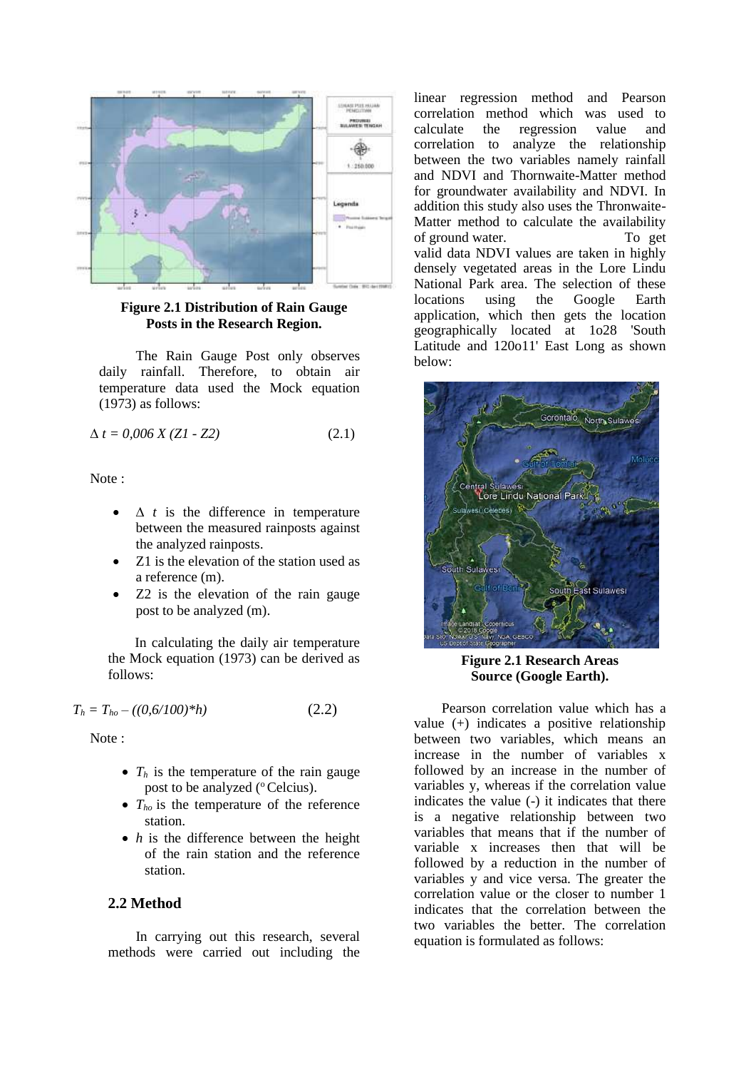**Figure 2.1 Distribution of Rain Gauge Posts in the Research Region.**

The Rain Gauge Post only observes daily rainfall. Therefore, to obtain air temperature data used the Mock equation (1973) as follows:

$$\Delta t = 0{,}006 \; X \; (Z1 - Z2) \tag{2.1}$$

Note :

- $\Delta t$ is the difference in temperature between the measured rainposts against the analyzed rainposts.
- Z1 is the elevation of the station used as a reference (m).
- Z2 is the elevation of the rain gauge post to be analyzed (m).

In calculating the daily air temperature the Mock equation (1973) can be derived as follows:

$$T_h = T_{ho} - ((0{,}6/100)*h) \tag{2.2}$$

Note :

- $T_h$ is the temperature of the rain gauge post to be analyzed ($^o$ Celcius).
- $T_{ho}$ is the temperature of the reference station.
- $h$ is the difference between the height of the rain station and the reference station.

## 2.2 Method

In carrying out this research, several methods were carried out including the linear regression method and Pearson correlation method which was used to calculate the regression value and correlation to analyze the relationship between the two variables namely rainfall and NDVI and Thornwaite-Matter method for groundwater availability and NDVI. In addition this study also uses the Thronwaite-Matter method to calculate the availability of ground water. To get valid data NDVI values are taken in highly densely vegetated areas in the Lore Lindu National Park area. The selection of these locations using the Google Earth application, which then gets the location geographically located at 1o28 'South Latitude and 120o11' East Long as shown below:

**Figure 2.1 Research Areas Source (Google Earth).**

Pearson correlation value which has a value (+) indicates a positive relationship between two variables, which means an increase in the number of variables x followed by an increase in the number of variables y, whereas if the correlation value indicates the value (-) it indicates that there is a negative relationship between two variables that means that if the number of variable x increases then that will be followed by a reduction in the number of variables y and vice versa. The greater the correlation value or the closer to number 1 indicates that the correlation between the two variables the better. The correlation equation is formulated as follows: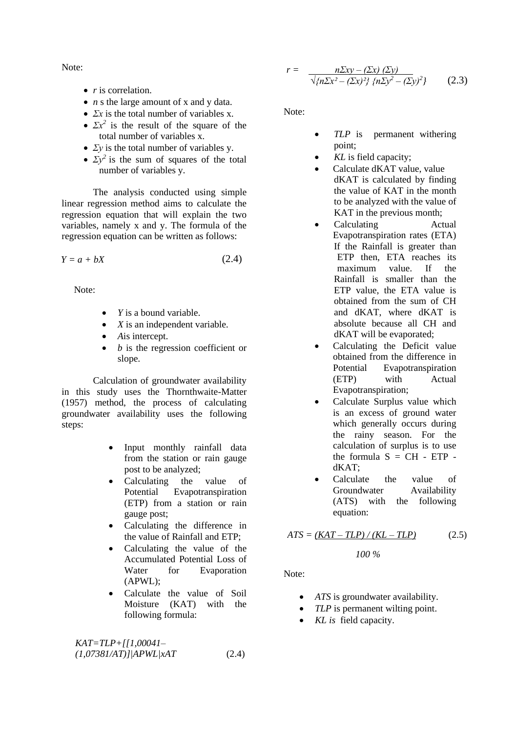Note:

- $r$ is correlation.
- $n$ s the large amount of x and y data.
- $\Sigma x$ is the total number of variables x.
- $\Sigma x^2$ is the result of the square of the total number of variables x.
- $\Sigma y$ is the total number of variables y.
- $\Sigma y^2$ is the sum of squares of the total number of variables y.

The analysis conducted using simple linear regression method aims to calculate the regression equation that will explain the two variables, namely x and y. The formula of the regression equation can be written as follows:

$$Y = a + bX \qquad (2.4)$$

Note:

- $Y$ is a bound variable.
- $X$ is an independent variable.
- $A$is intercept.
- $b$ is the regression coefficient or slope.

Calculation of groundwater availability in this study uses the Thornthwaite-Matter (1957) method, the process of calculating groundwater availability uses the following steps:

- Input monthly rainfall data from the station or rain gauge post to be analyzed;
- Calculating the value of Potential Evapotranspiration (ETP) from a station or rain gauge post;
- Calculating the difference in the value of Rainfall and ETP;
- Calculating the value of the Accumulated Potential Loss of Water for Evaporation (APWL);
- Calculate the value of Soil Moisture (KAT) with the following formula:

$$KAT=TLP+[[1{,}00041-(1{,}07381/AT)]|APWL|xAT \qquad (2.4)$$

$$r = \frac{n\Sigma xy - (\Sigma x)(\Sigma y)}{\sqrt{\{n\Sigma x^2 - (\Sigma x)^2\}\{n\Sigma y^2 - (\Sigma y)^2\}}} \qquad (2.3)$$

Note:

- $TLP$ is permanent withering point;
- $KL$ is field capacity;
- Calculate dKAT value, value dKAT is calculated by finding the value of KAT in the month to be analyzed with the value of KAT in the previous month;
- Calculating Actual Evapotranspiration rates (ETA) If the Rainfall is greater than ETP then, ETA reaches its maximum value. If the Rainfall is smaller than the ETP value, the ETA value is obtained from the sum of CH and dKAT, where dKAT is absolute because all CH and dKAT will be evaporated;
- Calculating the Deficit value obtained from the difference in Potential Evapotranspiration (ETP) with Actual Evapotranspiration;
- Calculate Surplus value which is an excess of ground water which generally occurs during the rainy season. For the calculation of surplus is to use the formula S = CH - ETP - dKAT;
- Calculate the value of Groundwater Availability (ATS) with the following equation:

$$ATS = \frac{(KAT - TLP) / (KL - TLP)}{100\ \%} \qquad (2.5)$$

Note:

- $ATS$ is groundwater availability.
- $TLP$ is permanent wilting point.
- $KL$ is field capacity.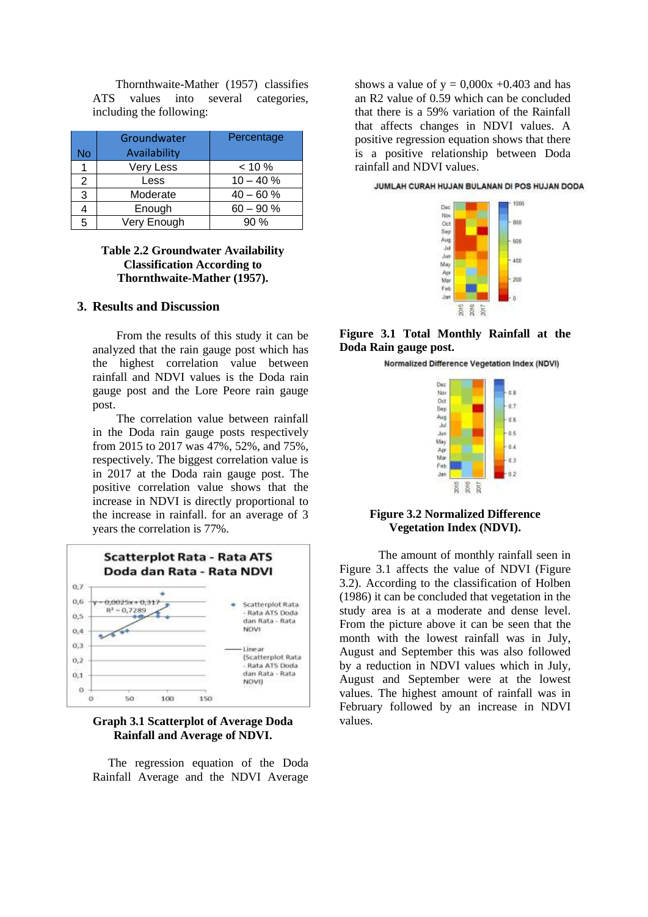Thornthwaite-Mather (1957) classifies ATS values into several categories, including the following:

| No | Groundwater Availability | Percentage |
|---|---|---|
| 1 | Very Less | < 10 % |
| 2 | Less | 10 – 40 % |
| 3 | Moderate | 40 – 60 % |
| 4 | Enough | 60 – 90 % |
| 5 | Very Enough | 90 % |

**Table 2.2 Groundwater Availability Classification According to Thornthwaite-Mather (1957).**

## 3. Results and Discussion

From the results of this study it can be analyzed that the rain gauge post which has the highest correlation value between rainfall and NDVI values is the Doda rain gauge post and the Lore Peore rain gauge post.

The correlation value between rainfall in the Doda rain gauge posts respectively from 2015 to 2017 was 47%, 52%, and 75%, respectively. The biggest correlation value is in 2017 at the Doda rain gauge post. The positive correlation value shows that the increase in NDVI is directly proportional to the increase in rainfall. for an average of 3 years the correlation is 77%.

**Graph 3.1 Scatterplot of Average Doda Rainfall and Average of NDVI.**

The regression equation of the Doda Rainfall Average and the NDVI Average shows a value of y = 0,000x +0.403 and has an R2 value of 0.59 which can be concluded that there is a 59% variation of the Rainfall that affects changes in NDVI values. A positive regression equation shows that there is a positive relationship between Doda rainfall and NDVI values.

**Figure 3.1 Total Monthly Rainfall at the Doda Rain gauge post.**

**Figure 3.2 Normalized Difference Vegetation Index (NDVI).**

The amount of monthly rainfall seen in Figure 3.1 affects the value of NDVI (Figure 3.2). According to the classification of Holben (1986) it can be concluded that vegetation in the study area is at a moderate and dense level. From the picture above it can be seen that the month with the lowest rainfall was in July, August and September this was also followed by a reduction in NDVI values which in July, August and September were at the lowest values. The highest amount of rainfall was in February followed by an increase in NDVI values.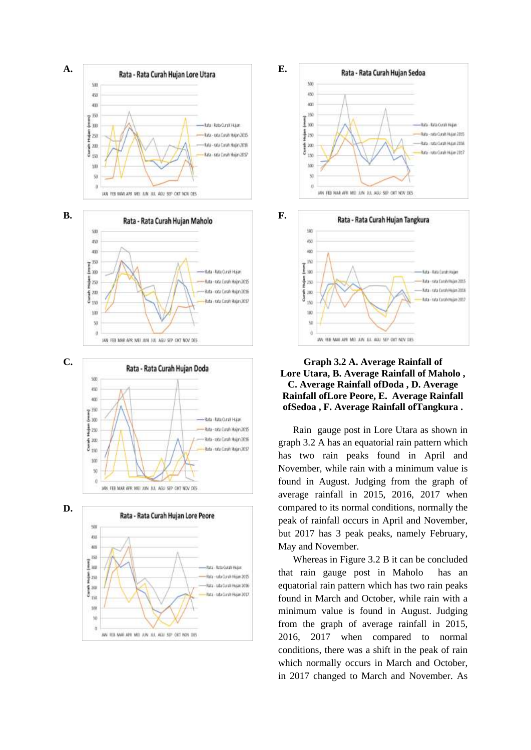**Graph 3.2 A. Average Rainfall of Lore Utara, B. Average Rainfall of Maholo , C. Average Rainfall ofDoda , D. Average Rainfall ofLore Peore, E. Average Rainfall ofSedoa , F. Average Rainfall ofTangkura .**

Rain gauge post in Lore Utara as shown in graph 3.2 A has an equatorial rain pattern which has two rain peaks found in April and November, while rain with a minimum value is found in August. Judging from the graph of average rainfall in 2015, 2016, 2017 when compared to its normal conditions, normally the peak of rainfall occurs in April and November, but 2017 has 3 peak peaks, namely February, May and November.

Whereas in Figure 3.2 B it can be concluded that rain gauge post in Maholo has an equatorial rain pattern which has two rain peaks found in March and October, while rain with a minimum value is found in August. Judging from the graph of average rainfall in 2015, 2016, 2017 when compared to normal conditions, there was a shift in the peak of rain which normally occurs in March and October, in 2017 changed to March and November. As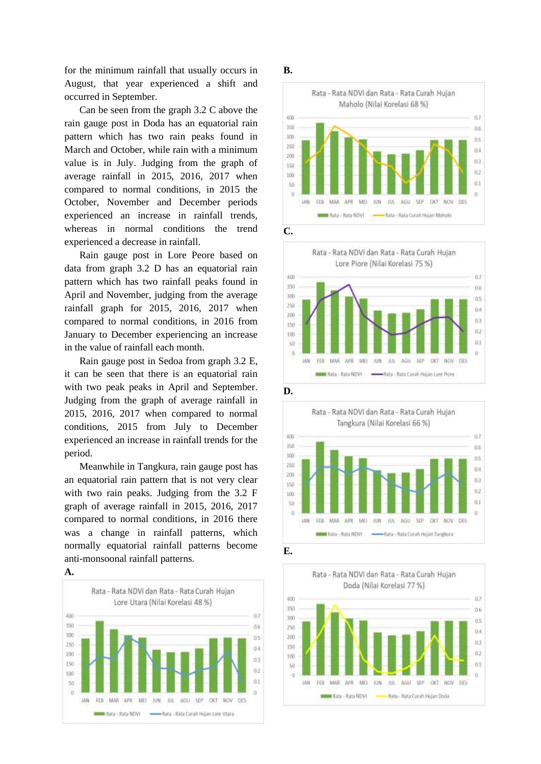for the minimum rainfall that usually occurs in August, that year experienced a shift and occurred in September.

Can be seen from the graph 3.2 C above the rain gauge post in Doda has an equatorial rain pattern which has two rain peaks found in March and October, while rain with a minimum value is in July. Judging from the graph of average rainfall in 2015, 2016, 2017 when compared to normal conditions, in 2015 the October, November and December periods experienced an increase in rainfall trends, whereas in normal conditions the trend experienced a decrease in rainfall.

Rain gauge post in Lore Peore based on data from graph 3.2 D has an equatorial rain pattern which has two rainfall peaks found in April and November, judging from the average rainfall graph for 2015, 2016, 2017 when compared to normal conditions, in 2016 from January to December experiencing an increase in the value of rainfall each month.

Rain gauge post in Sedoa from graph 3.2 E, it can be seen that there is an equatorial rain with two peak peaks in April and September. Judging from the graph of average rainfall in 2015, 2016, 2017 when compared to normal conditions, 2015 from July to December experienced an increase in rainfall trends for the period.

Meanwhile in Tangkura, rain gauge post has an equatorial rain pattern that is not very clear with two rain peaks. Judging from the 3.2 F graph of average rainfall in 2015, 2016, 2017 compared to normal conditions, in 2016 there was a change in rainfall patterns, which normally equatorial rainfall patterns become anti-monsoonal rainfall patterns.

**A.**

Rata - Rata NDVI dan Rata - Rata Curah Hujan Lore Utara (Nilai Korelasi 48 %)

**B.**

Rata - Rata NDVI dan Rata - Rata Curah Hujan Maholo (Nilai Korelasi 68 %)

**C.**

Rata - Rata NDVI dan Rata - Rata Curah Hujan Lore Piore (Nilai Korelasi 75 %)

**D.**

Rata - Rata NDVI dan Rata - Rata Curah Hujan Tangkura (Nilai Korelasi 66 %)

**E.**

Rata - Rata NDVI dan Rata - Rata Curah Hujan Doda (Nilai Korelasi 77 %)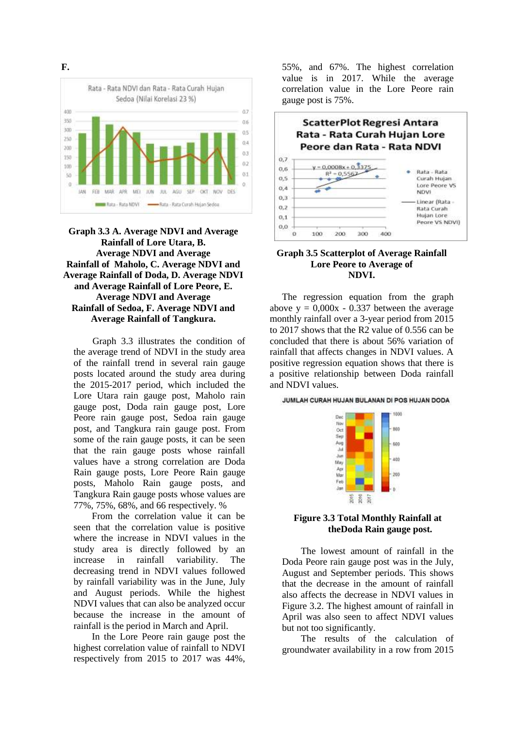**F.**

**Graph 3.3 A. Average NDVI and Average Rainfall of Lore Utara, B. Average NDVI and Average Rainfall of Maholo, C. Average NDVI and Average Rainfall of Doda, D. Average NDVI and Average Rainfall of Lore Peore, E. Average NDVI and Average Rainfall of Sedoa, F. Average NDVI and Average Rainfall of Tangkura.**

Graph 3.3 illustrates the condition of the average trend of NDVI in the study area of the rainfall trend in several rain gauge posts located around the study area during the 2015-2017 period, which included the Lore Utara rain gauge post, Maholo rain gauge post, Doda rain gauge post, Lore Peore rain gauge post, Sedoa rain gauge post, and Tangkura rain gauge post. From some of the rain gauge posts, it can be seen that the rain gauge posts whose rainfall values have a strong correlation are Doda Rain gauge posts, Lore Peore Rain gauge posts, Maholo Rain gauge posts, and Tangkura Rain gauge posts whose values are 77%, 75%, 68%, and 66 respectively. %

From the correlation value it can be seen that the correlation value is positive where the increase in NDVI values in the study area is directly followed by an increase in rainfall variability. The decreasing trend in NDVI values followed by rainfall variability was in the June, July and August periods. While the highest NDVI values that can also be analyzed occur because the increase in the amount of rainfall is the period in March and April.

In the Lore Peore rain gauge post the highest correlation value of rainfall to NDVI respectively from 2015 to 2017 was 44%, 55%, and 67%. The highest correlation value is in 2017. While the average correlation value in the Lore Peore rain gauge post is 75%.

**Graph 3.5 Scatterplot of Average Rainfall Lore Peore to Average of NDVI.**

The regression equation from the graph above y = 0,000x - 0.337 between the average monthly rainfall over a 3-year period from 2015 to 2017 shows that the R2 value of 0.556 can be concluded that there is about 56% variation of rainfall that affects changes in NDVI values. A positive regression equation shows that there is a positive relationship between Doda rainfall and NDVI values.

**Figure 3.3 Total Monthly Rainfall at theDoda Rain gauge post.**

The lowest amount of rainfall in the Doda Peore rain gauge post was in the July, August and September periods. This shows that the decrease in the amount of rainfall also affects the decrease in NDVI values in Figure 3.2. The highest amount of rainfall in April was also seen to affect NDVI values but not too significantly.

The results of the calculation of groundwater availability in a row from 2015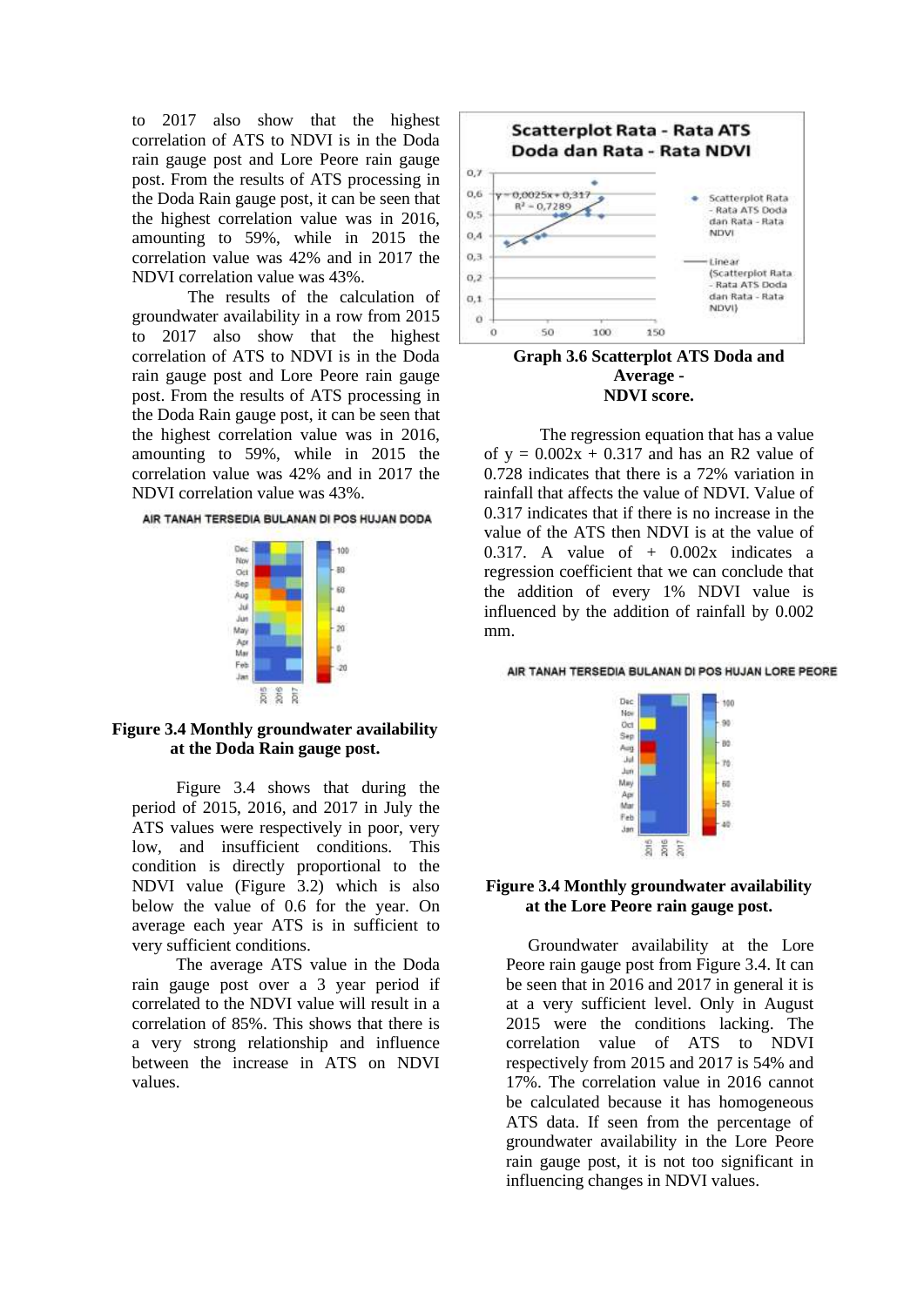to 2017 also show that the highest correlation of ATS to NDVI is in the Doda rain gauge post and Lore Peore rain gauge post. From the results of ATS processing in the Doda Rain gauge post, it can be seen that the highest correlation value was in 2016, amounting to 59%, while in 2015 the correlation value was 42% and in 2017 the NDVI correlation value was 43%.

The results of the calculation of groundwater availability in a row from 2015 to 2017 also show that the highest correlation of ATS to NDVI is in the Doda rain gauge post and Lore Peore rain gauge post. From the results of ATS processing in the Doda Rain gauge post, it can be seen that the highest correlation value was in 2016, amounting to 59%, while in 2015 the correlation value was 42% and in 2017 the NDVI correlation value was 43%.

**Figure 3.4 Monthly groundwater availability at the Doda Rain gauge post.**

Figure 3.4 shows that during the period of 2015, 2016, and 2017 in July the ATS values were respectively in poor, very low, and insufficient conditions. This condition is directly proportional to the NDVI value (Figure 3.2) which is also below the value of 0.6 for the year. On average each year ATS is in sufficient to very sufficient conditions.

The average ATS value in the Doda rain gauge post over a 3 year period if correlated to the NDVI value will result in a correlation of 85%. This shows that there is a very strong relationship and influence between the increase in ATS on NDVI values.

**Graph 3.6 Scatterplot ATS Doda and Average - NDVI score.**

The regression equation that has a value of $y = 0.002x + 0.317$ and has an R2 value of 0.728 indicates that there is a 72% variation in rainfall that affects the value of NDVI. Value of 0.317 indicates that if there is no increase in the value of the ATS then NDVI is at the value of 0.317. A value of $+ 0.002x$ indicates a regression coefficient that we can conclude that the addition of every 1% NDVI value is influenced by the addition of rainfall by 0.002 mm.

**Figure 3.4 Monthly groundwater availability at the Lore Peore rain gauge post.**

Groundwater availability at the Lore Peore rain gauge post from Figure 3.4. It can be seen that in 2016 and 2017 in general it is at a very sufficient level. Only in August 2015 were the conditions lacking. The correlation value of ATS to NDVI respectively from 2015 and 2017 is 54% and 17%. The correlation value in 2016 cannot be calculated because it has homogeneous ATS data. If seen from the percentage of groundwater availability in the Lore Peore rain gauge post, it is not too significant in influencing changes in NDVI values.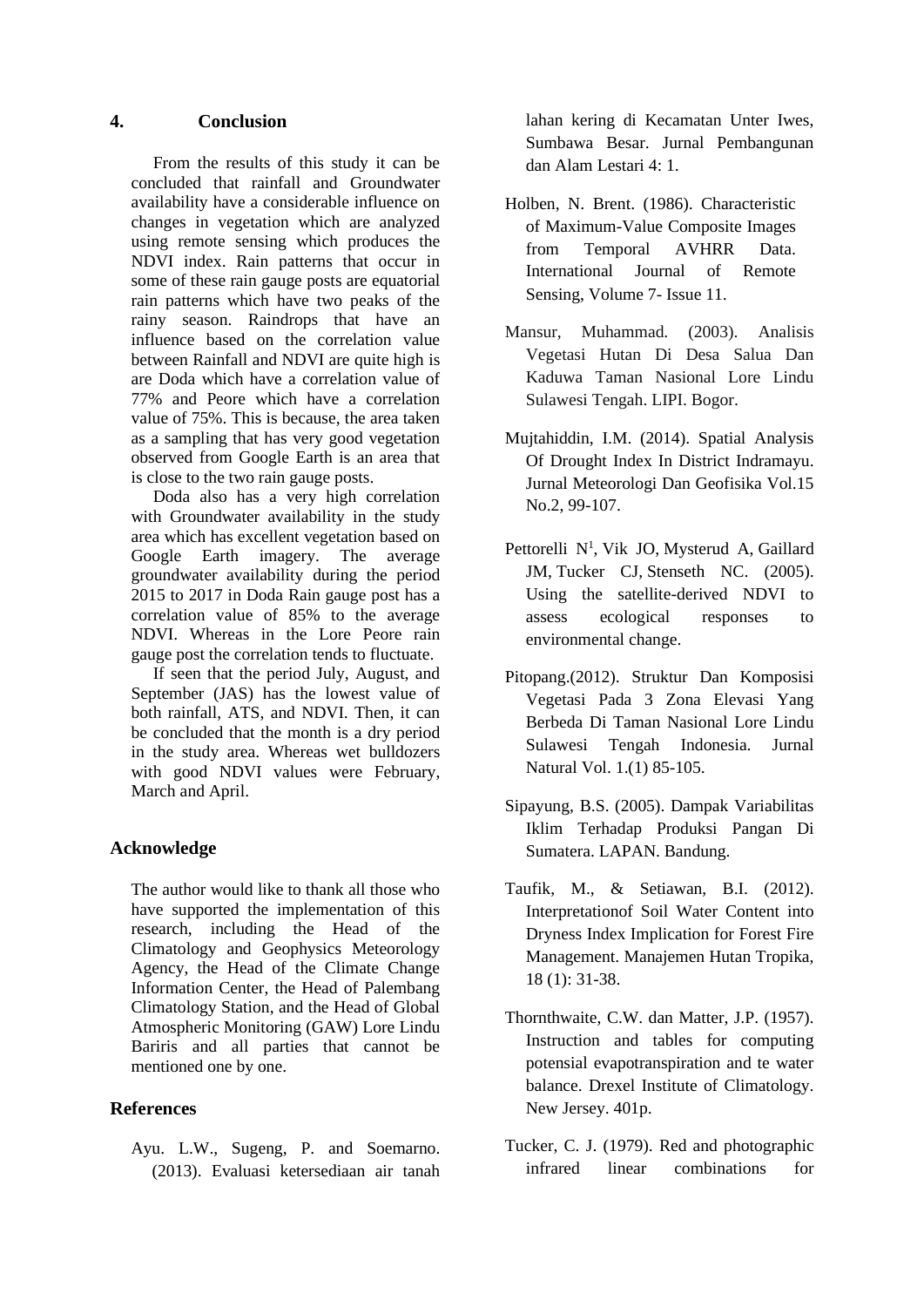## 4. Conclusion

From the results of this study it can be concluded that rainfall and Groundwater availability have a considerable influence on changes in vegetation which are analyzed using remote sensing which produces the NDVI index. Rain patterns that occur in some of these rain gauge posts are equatorial rain patterns which have two peaks of the rainy season. Raindrops that have an influence based on the correlation value between Rainfall and NDVI are quite high is are Doda which have a correlation value of 77% and Peore which have a correlation value of 75%. This is because, the area taken as a sampling that has very good vegetation observed from Google Earth is an area that is close to the two rain gauge posts.

Doda also has a very high correlation with Groundwater availability in the study area which has excellent vegetation based on Google Earth imagery. The average groundwater availability during the period 2015 to 2017 in Doda Rain gauge post has a correlation value of 85% to the average NDVI. Whereas in the Lore Peore rain gauge post the correlation tends to fluctuate.

If seen that the period July, August, and September (JAS) has the lowest value of both rainfall, ATS, and NDVI. Then, it can be concluded that the month is a dry period in the study area. Whereas wet bulldozers with good NDVI values were February, March and April.

## Acknowledge

The author would like to thank all those who have supported the implementation of this research, including the Head of the Climatology and Geophysics Meteorology Agency, the Head of the Climate Change Information Center, the Head of Palembang Climatology Station, and the Head of Global Atmospheric Monitoring (GAW) Lore Lindu Bariris and all parties that cannot be mentioned one by one.

## References

Ayu. L.W., Sugeng, P. and Soemarno. (2013). Evaluasi ketersediaan air tanah lahan kering di Kecamatan Unter Iwes, Sumbawa Besar. Jurnal Pembangunan dan Alam Lestari 4: 1.

Holben, N. Brent. (1986). Characteristic of Maximum-Value Composite Images from Temporal AVHRR Data. International Journal of Remote Sensing, Volume 7- Issue 11.

Mansur, Muhammad. (2003). Analisis Vegetasi Hutan Di Desa Salua Dan Kaduwa Taman Nasional Lore Lindu Sulawesi Tengah. LIPI. Bogor.

Mujtahiddin, I.M. (2014). Spatial Analysis Of Drought Index In District Indramayu. Jurnal Meteorologi Dan Geofisika Vol.15 No.2, 99-107.

Pettorelli N[1], Vik JO, Mysterud A, Gaillard JM, Tucker CJ, Stenseth NC. (2005). Using the satellite-derived NDVI to assess ecological responses to environmental change.

Pitopang.(2012). Struktur Dan Komposisi Vegetasi Pada 3 Zona Elevasi Yang Berbeda Di Taman Nasional Lore Lindu Sulawesi Tengah Indonesia. Jurnal Natural Vol. 1.(1) 85-105.

Sipayung, B.S. (2005). Dampak Variabilitas Iklim Terhadap Produksi Pangan Di Sumatera. LAPAN. Bandung.

Taufik, M., & Setiawan, B.I. (2012). Interpretationof Soil Water Content into Dryness Index Implication for Forest Fire Management. Manajemen Hutan Tropika, 18 (1): 31-38.

Thornthwaite, C.W. dan Matter, J.P. (1957). Instruction and tables for computing potensial evapotranspiration and te water balance. Drexel Institute of Climatology. New Jersey. 401p.

Tucker, C. J. (1979). Red and photographic infrared linear combinations for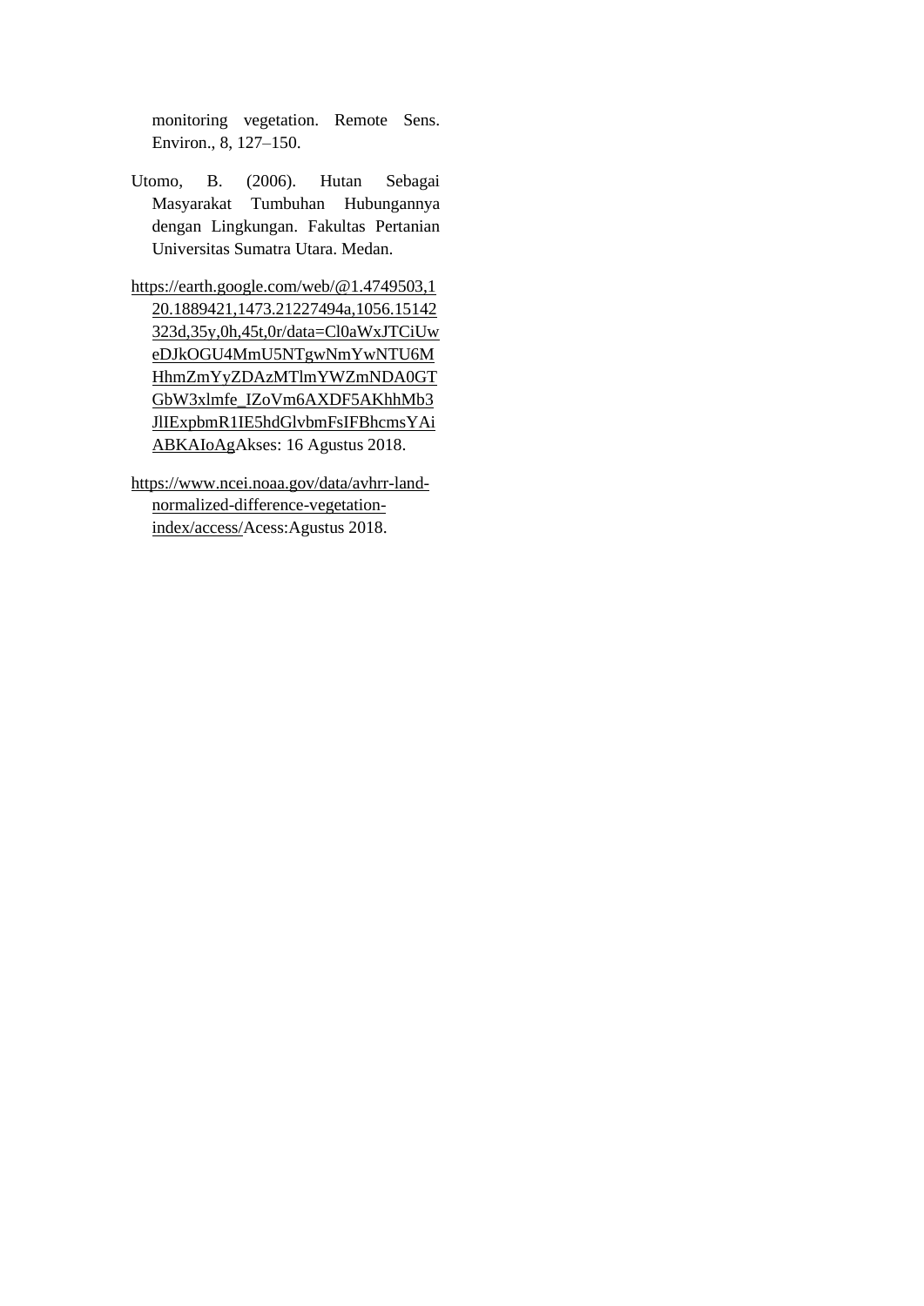monitoring vegetation. Remote Sens. Environ., 8, 127–150.

Utomo, B. (2006). Hutan Sebagai Masyarakat Tumbuhan Hubungannya dengan Lingkungan. Fakultas Pertanian Universitas Sumatra Utara. Medan.

https://earth.google.com/web/@1.4749503,120.1889421,1473.21227494a,1056.15142323d,35y,0h,45t,0r/data=Cl0aWxJTCiUweDJkOGU4MmU5NTgwNmYwNTU6MHhmZmYyZDAzMTlmYWZmNDA0GTGbW3xlmfe_IZoVm6AXDF5AKhhMb3JlIExpbmR1IE5hdGlvbmFsIFBhcmsYAiABKAIoAgAkses: 16 Agustus 2018.

https://www.ncei.noaa.gov/data/avhrr-land-normalized-difference-vegetation-index/access/Acess:Agustus 2018.